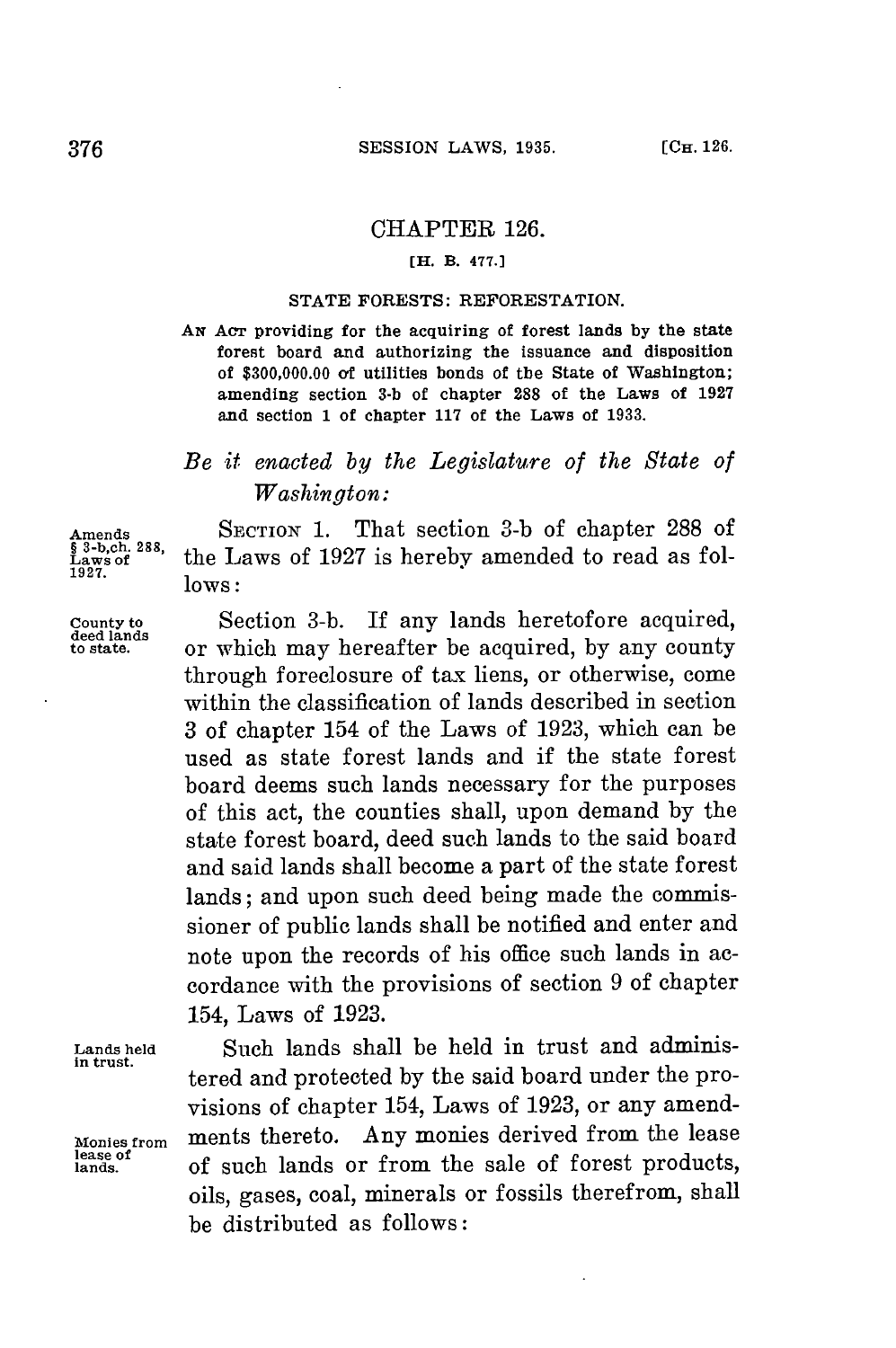# CHAPTER 126.

[H. B. 477.]

## STATE FORESTS: REFORESTATION.

AN ACT providing for the acquiring of forest lands by the state forest board and authorizing the issuance and disposition of $300,000.00 of utilities bonds of the State of Washington; amending section 3-b of chapter 288 of the Laws of 1927 and section 1 of chapter 117 of the Laws of 1933.

*Be it enacted by the Legislature of the State of Washington:*

Amends § 3-b, ch. 288, Laws of 1927.

SECTION 1. That section 3-b of chapter 288 of the Laws of 1927 is hereby amended to read as follows:

County to deed lands to state.

Section 3-b. If any lands heretofore acquired, or which may hereafter be acquired, by any county through foreclosure of tax liens, or otherwise, come within the classification of lands described in section 3 of chapter 154 of the Laws of 1923, which can be used as state forest lands and if the state forest board deems such lands necessary for the purposes of this act, the counties shall, upon demand by the state forest board, deed such lands to the said board and said lands shall become a part of the state forest lands; and upon such deed being made the commissioner of public lands shall be notified and enter and note upon the records of his office such lands in accordance with the provisions of section 9 of chapter 154, Laws of 1923.

Lands held in trust.

Such lands shall be held in trust and administered and protected by the said board under the provisions of chapter 154, Laws of 1923, or any amendments thereto. Any monies derived from the lease of such lands or from the sale of forest products, oils, gases, coal, minerals or fossils therefrom, shall be distributed as follows:

Monies from lease of lands.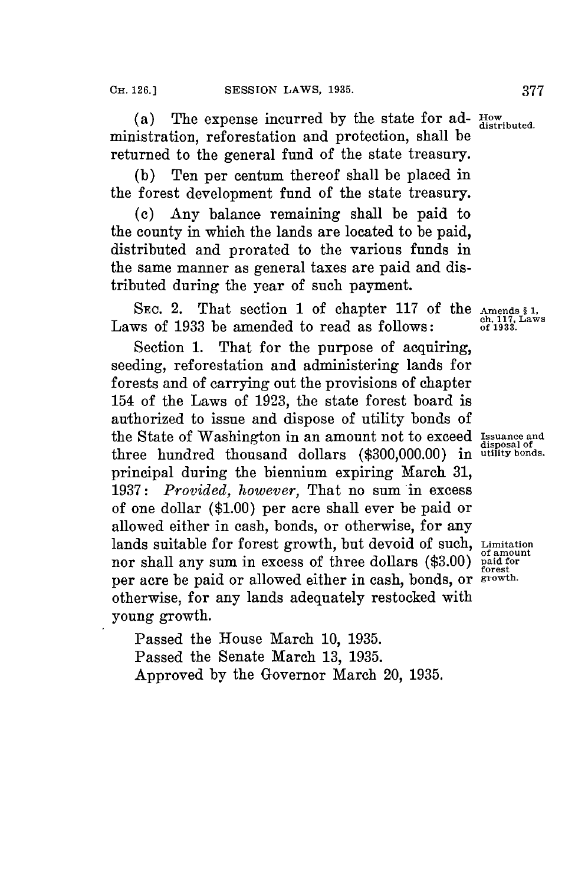(a) The expense incurred by the state for administration, reforestation and protection, shall be returned to the general fund of the state treasury.

How distributed.

(b) Ten per centum thereof shall be placed in the forest development fund of the state treasury.

(c) Any balance remaining shall be paid to the county in which the lands are located to be paid, distributed and prorated to the various funds in the same manner as general taxes are paid and distributed during the year of such payment.

SEC. 2. That section 1 of chapter 117 of the Laws of 1933 be amended to read as follows:

Amends § 1, ch. 117, Laws of 1933.

Section 1. That for the purpose of acquiring, seeding, reforestation and administering lands for forests and of carrying out the provisions of chapter 154 of the Laws of 1923, the state forest board is authorized to issue and dispose of utility bonds of the State of Washington in an amount not to exceed three hundred thousand dollars ($300,000.00) in principal during the biennium expiring March 31, 1937: *Provided, however,* That no sum in excess of one dollar ($1.00) per acre shall ever be paid or allowed either in cash, bonds, or otherwise, for any lands suitable for forest growth, but devoid of such, nor shall any sum in excess of three dollars ($3.00) per acre be paid or allowed either in cash, bonds, or otherwise, for any lands adequately restocked with young growth.

Issuance and disposal of utility bonds.

Limitation of amount paid for forest growth.

Passed the House March 10, 1935.
Passed the Senate March 13, 1935.
Approved by the Governor March 20, 1935.